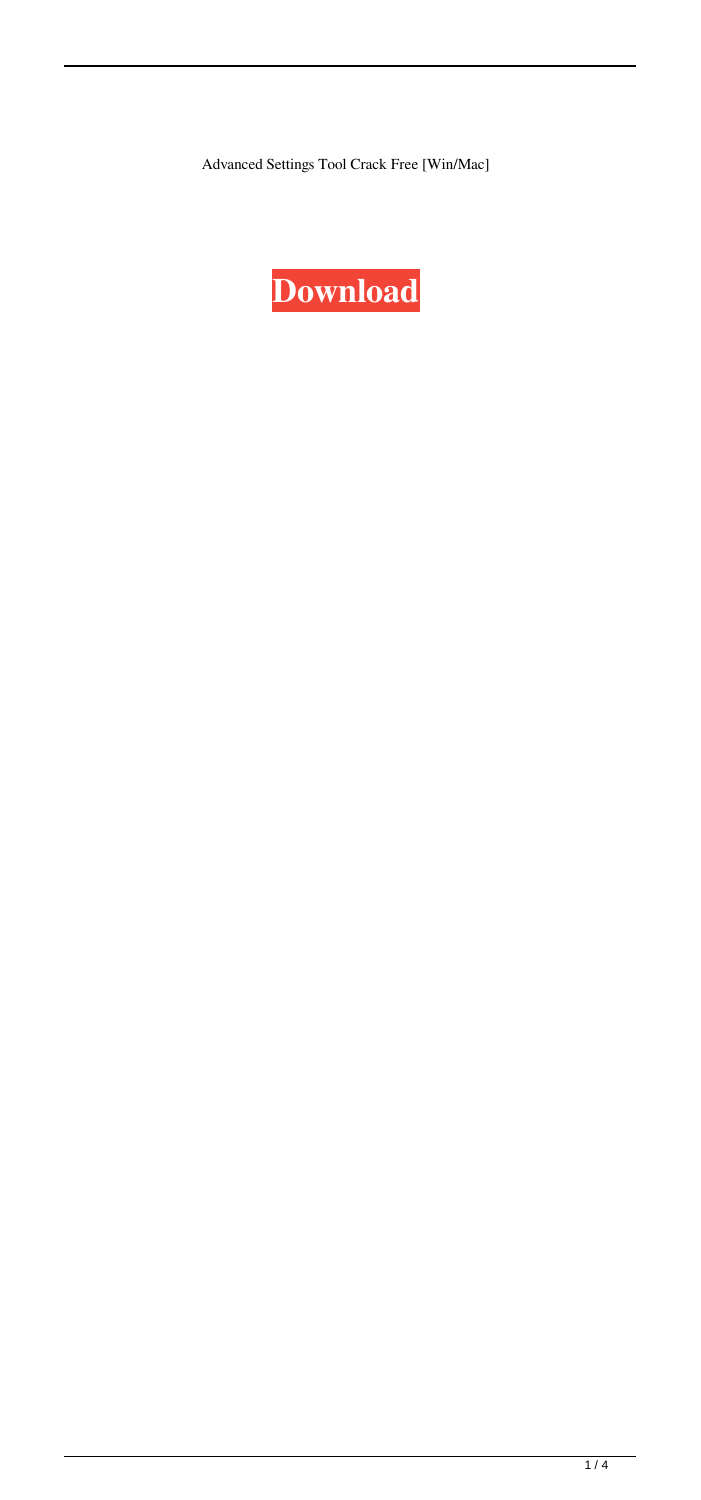Advanced Settings Tool Crack Free [Win/Mac]

**Download**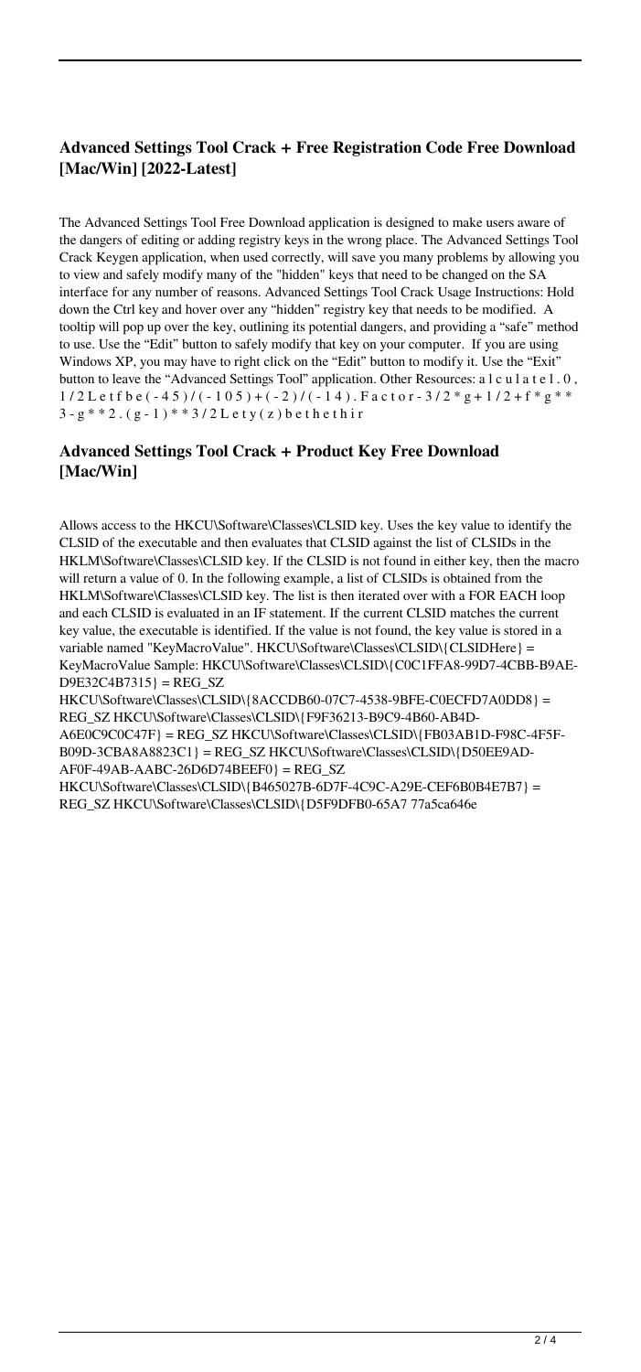## Advanced Settings Tool Crack + Free Registration Code Free Download [Mac/Win] [2022-Latest]

The Advanced Settings Tool Free Download application is designed to make users aware of the dangers of editing or adding registry keys in the wrong place. The Advanced Settings Tool Crack Keygen application, when used correctly, will save you many problems by allowing you to view and safely modify many of the "hidden" keys that need to be changed on the SA interface for any number of reasons. Advanced Settings Tool Crack Usage Instructions: Hold down the Ctrl key and hover over any "hidden" registry key that needs to be modified. A tooltip will pop up over the key, outlining its potential dangers, and providing a "safe" method to use. Use the "Edit" button to safely modify that key on your computer. If you are using Windows XP, you may have to right click on the "Edit" button to modify it. Use the "Exit" button to leave the "Advanced Settings Tool" application. Other Resources: a l c u l a t e l . 0 , 1 / 2 L e t f b e ( - 4 5 ) / ( - 1 0 5 ) + ( - 2 ) / ( - 1 4 ) . F a c t o r - 3 / 2 * g + 1 / 2 + f * g * * 3 - g * * 2 . ( g - 1 ) * * 3 / 2 L e t y ( z ) b e t h e t h i r

## Advanced Settings Tool Crack + Product Key Free Download [Mac/Win]

Allows access to the HKCU\Software\Classes\CLSID key. Uses the key value to identify the CLSID of the executable and then evaluates that CLSID against the list of CLSIDs in the HKLM\Software\Classes\CLSID key. If the CLSID is not found in either key, then the macro will return a value of 0. In the following example, a list of CLSIDs is obtained from the HKLM\Software\Classes\CLSID key. The list is then iterated over with a FOR EACH loop and each CLSID is evaluated in an IF statement. If the current CLSID matches the current key value, the executable is identified. If the value is not found, the key value is stored in a variable named "KeyMacroValue". HKCU\Software\Classes\CLSID\{CLSIDHere} = KeyMacroValue Sample: HKCU\Software\Classes\CLSID\{C0C1FFA8-99D7-4CBB-B9AE-D9E32C4B7315} = REG_SZ HKCU\Software\Classes\CLSID\{8ACCDB60-07C7-4538-9BFE-C0ECFD7A0DD8} = REG_SZ HKCU\Software\Classes\CLSID\{F9F36213-B9C9-4B60-AB4D-A6E0C9C0C47F} = REG_SZ HKCU\Software\Classes\CLSID\{FB03AB1D-F98C-4F5F-B09D-3CBA8A8823C1} = REG_SZ HKCU\Software\Classes\CLSID\{D50EE9AD-AF0F-49AB-AABC-26D6D74BEEF0} = REG_SZ HKCU\Software\Classes\CLSID\{B465027B-6D7F-4C9C-A29E-CEF6B0B4E7B7} = REG_SZ HKCU\Software\Classes\CLSID\{D5F9DFB0-65A7 77a5ca646e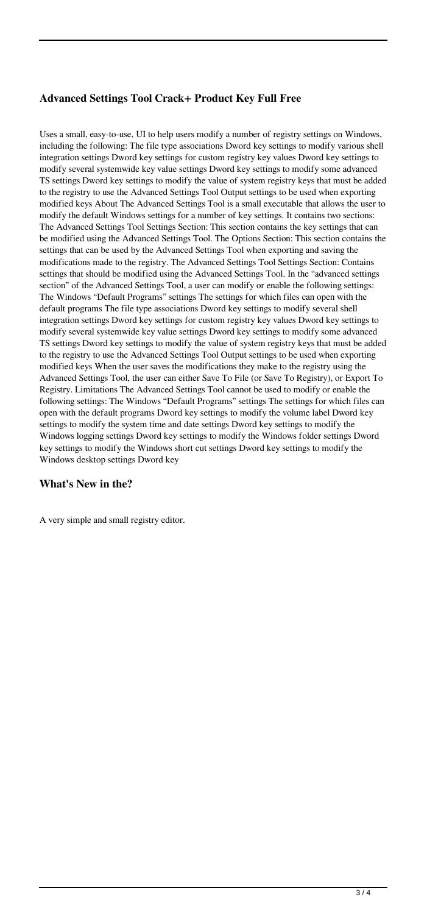### Advanced Settings Tool Crack+ Product Key Full Free

Uses a small, easy-to-use, UI to help users modify a number of registry settings on Windows, including the following: The file type associations Dword key settings to modify various shell integration settings Dword key settings for custom registry key values Dword key settings to modify several systemwide key value settings Dword key settings to modify some advanced TS settings Dword key settings to modify the value of system registry keys that must be added to the registry to use the Advanced Settings Tool Output settings to be used when exporting modified keys About The Advanced Settings Tool is a small executable that allows the user to modify the default Windows settings for a number of key settings. It contains two sections: The Advanced Settings Tool Settings Section: This section contains the key settings that can be modified using the Advanced Settings Tool. The Options Section: This section contains the settings that can be used by the Advanced Settings Tool when exporting and saving the modifications made to the registry. The Advanced Settings Tool Settings Section: Contains settings that should be modified using the Advanced Settings Tool. In the "advanced settings section" of the Advanced Settings Tool, a user can modify or enable the following settings: The Windows "Default Programs" settings The settings for which files can open with the default programs The file type associations Dword key settings to modify several shell integration settings Dword key settings for custom registry key values Dword key settings to modify several systemwide key value settings Dword key settings to modify some advanced TS settings Dword key settings to modify the value of system registry keys that must be added to the registry to use the Advanced Settings Tool Output settings to be used when exporting modified keys When the user saves the modifications they make to the registry using the Advanced Settings Tool, the user can either Save To File (or Save To Registry), or Export To Registry. Limitations The Advanced Settings Tool cannot be used to modify or enable the following settings: The Windows "Default Programs" settings The settings for which files can open with the default programs Dword key settings to modify the volume label Dword key settings to modify the system time and date settings Dword key settings to modify the Windows logging settings Dword key settings to modify the Windows folder settings Dword key settings to modify the Windows short cut settings Dword key settings to modify the Windows desktop settings Dword key

### What's New in the?

A very simple and small registry editor.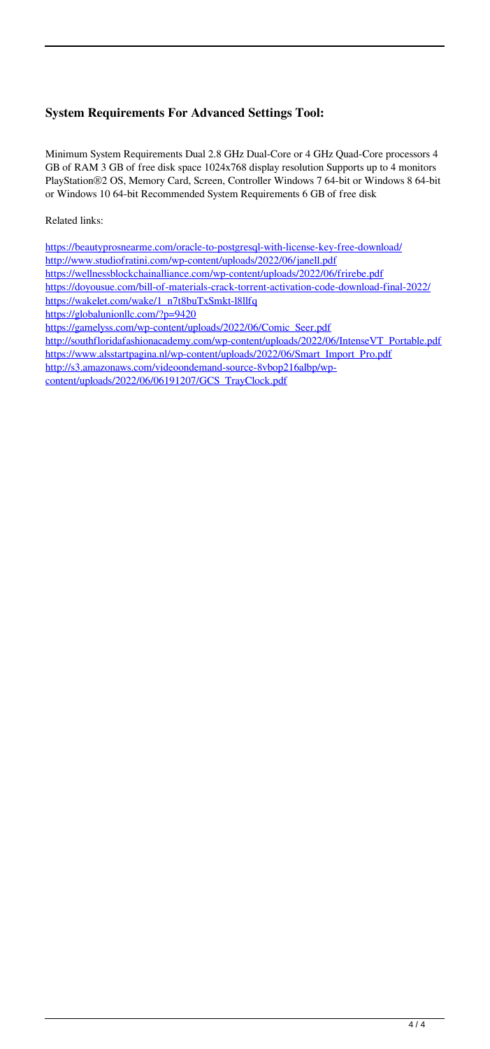### **System Requirements For Advanced Settings Tool:**

Minimum System Requirements Dual 2.8 GHz Dual-Core or 4 GHz Quad-Core processors 4 GB of RAM 3 GB of free disk space 1024x768 display resolution Supports up to 4 monitors PlayStation®2 OS, Memory Card, Screen, Controller Windows 7 64-bit or Windows 8 64-bit or Windows 10 64-bit Recommended System Requirements 6 GB of free disk

Related links:

https://beautyprosnearme.com/oracle-to-postgresql-with-license-key-free-download/
http://www.studiofratini.com/wp-content/uploads/2022/06/janell.pdf
https://wellnessblockchainalliance.com/wp-content/uploads/2022/06/frirebe.pdf
https://doyousue.com/bill-of-materials-crack-torrent-activation-code-download-final-2022/
https://wakelet.com/wake/1_n7t8buTxSmkt-l8llfq
https://globalunionllc.com/?p=9420
https://gamelyss.com/wp-content/uploads/2022/06/Comic_Seer.pdf
http://southfloridafashionacademy.com/wp-content/uploads/2022/06/IntenseVT_Portable.pdf
https://www.alsstartpagina.nl/wp-content/uploads/2022/06/Smart_Import_Pro.pdf
http://s3.amazonaws.com/videoondemand-source-8vbop216albp/wp-content/uploads/2022/06/06191207/GCS_TrayClock.pdf